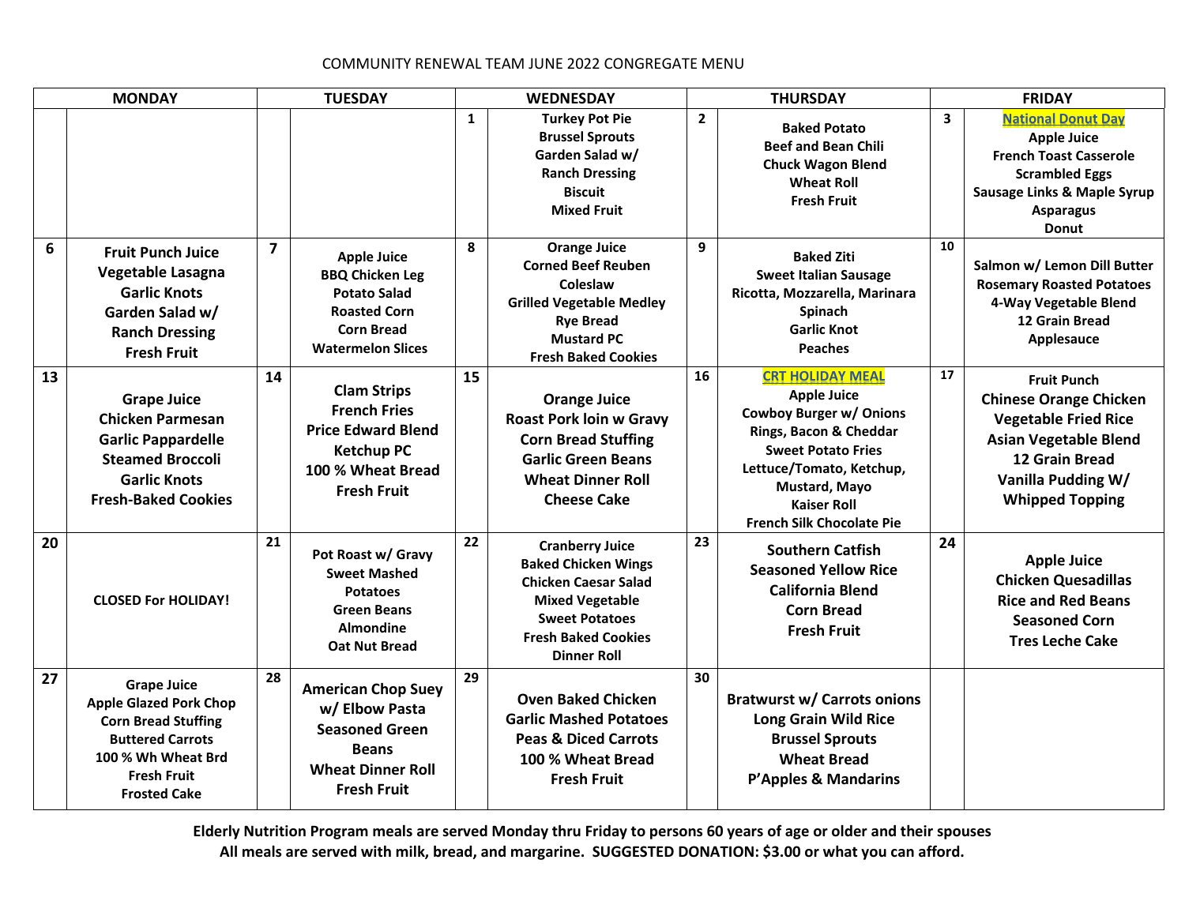# COMMUNITY RENEWAL TEAM JUNE 2022 CONGREGATE MENU

| MONDAY | | TUESDAY | | WEDNESDAY | | THURSDAY | | FRIDAY | |
|---|---|---|---|---|---|---|---|---|---|
| | | | | 1 | **Turkey Pot Pie**<br>**Brussel Sprouts**<br>**Garden Salad w/ Ranch Dressing**<br>**Biscuit**<br>**Mixed Fruit** | 2 | **Baked Potato**<br>**Beef and Bean Chili**<br>**Chuck Wagon Blend**<br>**Wheat Roll**<br>**Fresh Fruit** | 3 | **National Donut Day**<br>**Apple Juice**<br>**French Toast Casserole**<br>**Scrambled Eggs**<br>**Sausage Links & Maple Syrup**<br>**Asparagus**<br>**Donut** |
| 6 | **Fruit Punch Juice**<br>**Vegetable Lasagna**<br>**Garlic Knots**<br>**Garden Salad w/ Ranch Dressing**<br>**Fresh Fruit** | 7 | **Apple Juice**<br>**BBQ Chicken Leg**<br>**Potato Salad**<br>**Roasted Corn**<br>**Corn Bread**<br>**Watermelon Slices** | 8 | **Orange Juice**<br>**Corned Beef Reuben**<br>**Coleslaw**<br>**Grilled Vegetable Medley**<br>**Rye Bread**<br>**Mustard PC**<br>**Fresh Baked Cookies** | 9 | **Baked Ziti**<br>**Sweet Italian Sausage**<br>**Ricotta, Mozzarella, Marinara**<br>**Spinach**<br>**Garlic Knot**<br>**Peaches** | 10 | **Salmon w/ Lemon Dill Butter**<br>**Rosemary Roasted Potatoes**<br>**4-Way Vegetable Blend**<br>**12 Grain Bread**<br>**Applesauce** |
| 13 | **Grape Juice**<br>**Chicken Parmesan**<br>**Garlic Pappardelle**<br>**Steamed Broccoli**<br>**Garlic Knots**<br>**Fresh-Baked Cookies** | 14 | **Clam Strips**<br>**French Fries**<br>**Price Edward Blend**<br>**Ketchup PC**<br>**100 % Wheat Bread**<br>**Fresh Fruit** | 15 | **Orange Juice**<br>**Roast Pork loin w Gravy**<br>**Corn Bread Stuffing**<br>**Garlic Green Beans**<br>**Wheat Dinner Roll**<br>**Cheese Cake** | 16 | **CRT HOLIDAY MEAL**<br>**Apple Juice**<br>**Cowboy Burger w/ Onions Rings, Bacon & Cheddar**<br>**Sweet Potato Fries**<br>**Lettuce/Tomato, Ketchup, Mustard, Mayo**<br>**Kaiser Roll**<br>**French Silk Chocolate Pie** | 17 | **Fruit Punch**<br>**Chinese Orange Chicken**<br>**Vegetable Fried Rice**<br>**Asian Vegetable Blend**<br>**12 Grain Bread**<br>**Vanilla Pudding W/ Whipped Topping** |
| 20 | **CLOSED For HOLIDAY!** | 21 | **Pot Roast w/ Gravy**<br>**Sweet Mashed Potatoes**<br>**Green Beans Almondine**<br>**Oat Nut Bread** | 22 | **Cranberry Juice**<br>**Baked Chicken Wings**<br>**Chicken Caesar Salad**<br>**Mixed Vegetable**<br>**Sweet Potatoes**<br>**Fresh Baked Cookies**<br>**Dinner Roll** | 23 | **Southern Catfish**<br>**Seasoned Yellow Rice**<br>**California Blend**<br>**Corn Bread**<br>**Fresh Fruit** | 24 | **Apple Juice**<br>**Chicken Quesadillas**<br>**Rice and Red Beans**<br>**Seasoned Corn**<br>**Tres Leche Cake** |
| 27 | **Grape Juice**<br>**Apple Glazed Pork Chop**<br>**Corn Bread Stuffing**<br>**Buttered Carrots**<br>**100 % Wh Wheat Brd**<br>**Fresh Fruit**<br>**Frosted Cake** | 28 | **American Chop Suey w/ Elbow Pasta**<br>**Seasoned Green Beans**<br>**Wheat Dinner Roll**<br>**Fresh Fruit** | 29 | **Oven Baked Chicken**<br>**Garlic Mashed Potatoes**<br>**Peas & Diced Carrots**<br>**100 % Wheat Bread**<br>**Fresh Fruit** | 30 | **Bratwurst w/ Carrots onions**<br>**Long Grain Wild Rice**<br>**Brussel Sprouts**<br>**Wheat Bread**<br>**P'Apples & Mandarins** | | |

**Elderly Nutrition Program meals are served Monday thru Friday to persons 60 years of age or older and their spouses**
**All meals are served with milk, bread, and margarine. SUGGESTED DONATION: $3.00 or what you can afford.**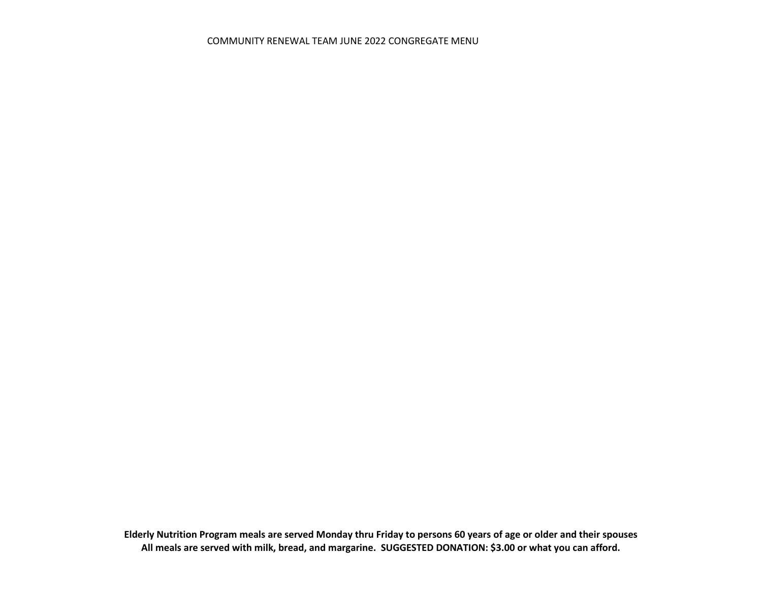COMMUNITY RENEWAL TEAM JUNE 2022 CONGREGATE MENU

**Elderly Nutrition Program meals are served Monday thru Friday to persons 60 years of age or older and their spouses**
**All meals are served with milk, bread, and margarine. SUGGESTED DONATION: $3.00 or what you can afford.**